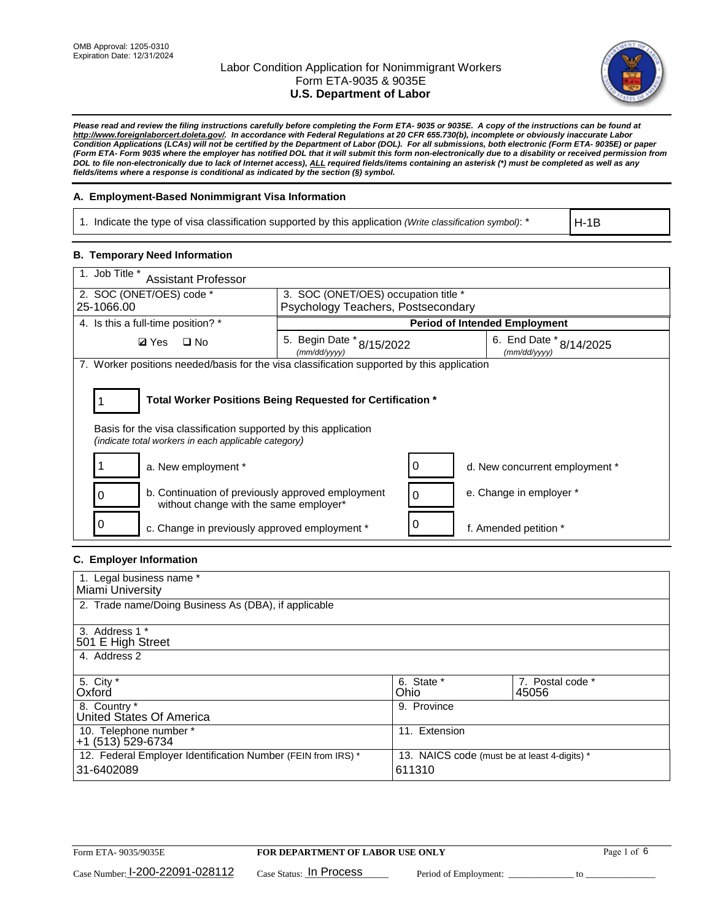OMB Approval: 1205-0310
Expiration Date: 12/31/2024

# Labor Condition Application for Nonimmigrant Workers
## Form ETA-9035 & 9035E
## U.S. Department of Labor

***Please read and review the filing instructions carefully before completing the Form ETA- 9035 or 9035E. A copy of the instructions can be found at http://www.foreignlaborcert.doleta.gov/. In accordance with Federal Regulations at 20 CFR 655.730(b), incomplete or obviously inaccurate Labor Condition Applications (LCAs) will not be certified by the Department of Labor (DOL). For all submissions, both electronic (Form ETA- 9035E) or paper (Form ETA- Form 9035 where the employer has notified DOL that it will submit this form non-electronically due to a disability or received permission from DOL to file non-electronically due to lack of Internet access), ALL required fields/items containing an asterisk (*) must be completed as well as any fields/items where a response is conditional as indicated by the section (§) symbol.***

### A. Employment-Based Nonimmigrant Visa Information

| 1. Indicate the type of visa classification supported by this application *(Write classification symbol)*: * | H-1B |
|---|---|

### B. Temporary Need Information

| 1. Job Title * Assistant Professor | | |
|---|---|---|
| 2. SOC (ONET/OES) code * 25-1066.00 | 3. SOC (ONET/OES) occupation title * Psychology Teachers, Postsecondary | |
| 4. Is this a full-time position? * | Period of Intended Employment | |
| ☑ Yes ☐ No | 5. Begin Date * (mm/dd/yyyy) 8/15/2022 | 6. End Date * (mm/dd/yyyy) 8/14/2025 |

7. Worker positions needed/basis for the visa classification supported by this application

**1** — **Total Worker Positions Being Requested for Certification \***

Basis for the visa classification supported by this application
*(indicate total workers in each applicable category)*

| Count | Category | Count | Category |
|---|---|---|---|
| 1 | a. New employment * | 0 | d. New concurrent employment * |
| 0 | b. Continuation of previously approved employment without change with the same employer* | 0 | e. Change in employer * |
| 0 | c. Change in previously approved employment * | 0 | f. Amended petition * |

### C. Employer Information

| 1. Legal business name * Miami University | | |
|---|---|---|
| 2. Trade name/Doing Business As (DBA), if applicable | | |
| 3. Address 1 * 501 E High Street | | |
| 4. Address 2 | | |
| 5. City * Oxford | 6. State * Ohio | 7. Postal code * 45056 |
| 8. Country * United States Of America | 9. Province | |
| 10. Telephone number * +1 (513) 529-6734 | 11. Extension | |
| 12. Federal Employer Identification Number (FEIN from IRS) * 31-6402089 | 13. NAICS code (must be at least 4-digits) * 611310 | |

Form ETA- 9035/9035E — **FOR DEPARTMENT OF LABOR USE ONLY**

Case Number: I-200-22091-028112 Case Status: In Process Period of Employment: _____________ to _______________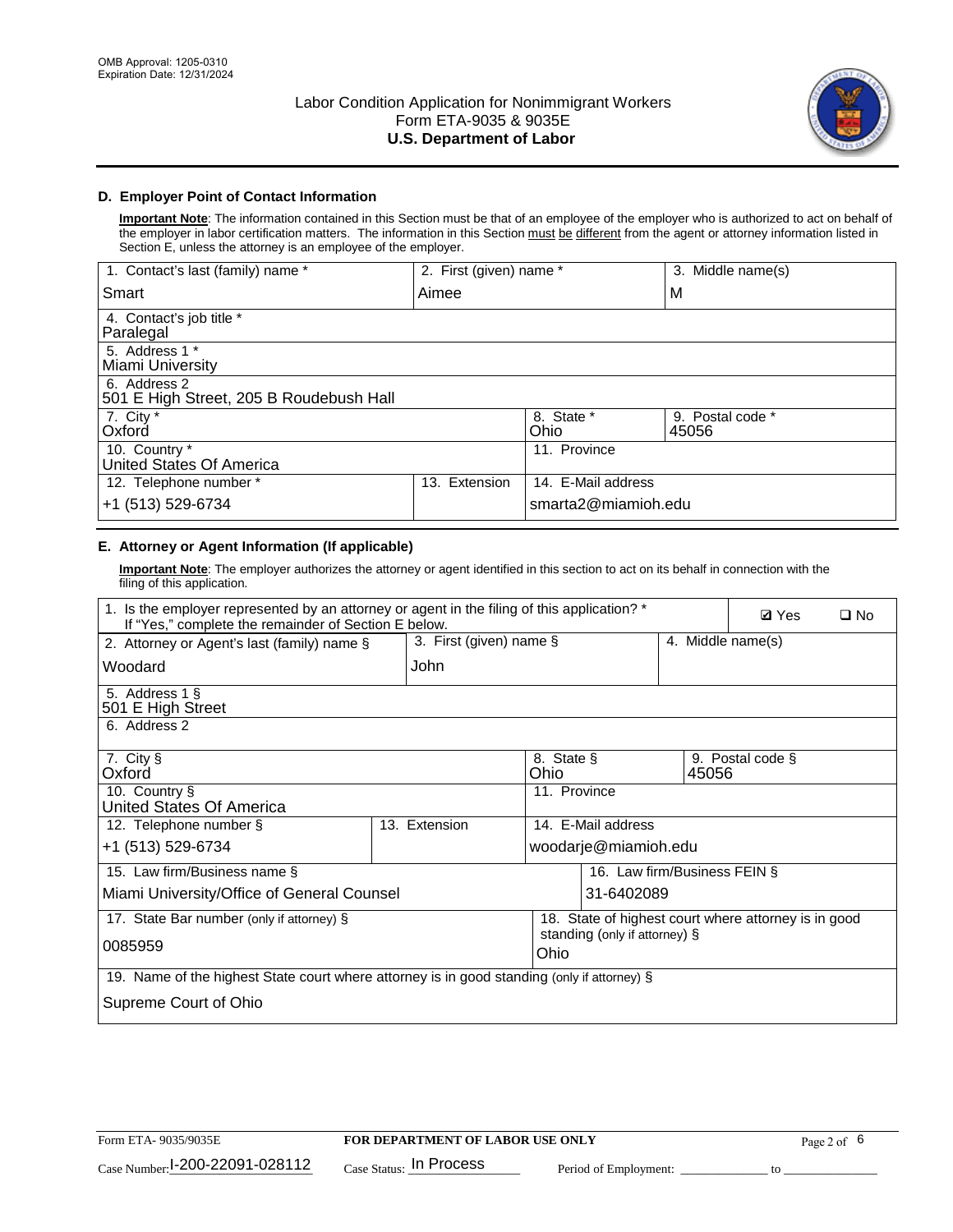OMB Approval: 1205-0310
Expiration Date: 12/31/2024

# Labor Condition Application for Nonimmigrant Workers
## Form ETA-9035 & 9035E
## U.S. Department of Labor

### D. Employer Point of Contact Information

**Important Note**: The information contained in this Section must be that of an employee of the employer who is authorized to act on behalf of the employer in labor certification matters. The information in this Section must be different from the agent or attorney information listed in Section E, unless the attorney is an employee of the employer.

| 1. Contact's last (family) name * | 2. First (given) name * | 3. Middle name(s) |
|---|---|---|
| Smart | Aimee | M |
| 4. Contact's job title * Paralegal | | |
| 5. Address 1 * Miami University | | |
| 6. Address 2 501 E High Street, 205 B Roudebush Hall | | |
| 7. City * Oxford | 8. State * Ohio | 9. Postal code * 45056 |
| 10. Country * United States Of America | 11. Province | |
| 12. Telephone number * +1 (513) 529-6734 | 13. Extension | 14. E-Mail address smarta2@miamioh.edu |

### E. Attorney or Agent Information (If applicable)

**Important Note**: The employer authorizes the attorney or agent identified in this section to act on its behalf in connection with the filing of this application.

1. Is the employer represented by an attorney or agent in the filing of this application? * If "Yes," complete the remainder of Section E below. ☑ Yes ☐ No

| 2. Attorney or Agent's last (family) name § | 3. First (given) name § | 4. Middle name(s) |
|---|---|---|
| Woodard | John | |
| 5. Address 1 § 501 E High Street | | |
| 6. Address 2 | | |
| 7. City § Oxford | 8. State § Ohio | 9. Postal code § 45056 |
| 10. Country § United States Of America | 11. Province | |
| 12. Telephone number § +1 (513) 529-6734 | 13. Extension | 14. E-Mail address woodarje@miamioh.edu |
| 15. Law firm/Business name § Miami University/Office of General Counsel | | 16. Law firm/Business FEIN § 31-6402089 |
| 17. State Bar number (only if attorney) § 0085959 | | 18. State of highest court where attorney is in good standing (only if attorney) § Ohio |
| 19. Name of the highest State court where attorney is in good standing (only if attorney) § Supreme Court of Ohio | | |

Form ETA- 9035/9035E | **FOR DEPARTMENT OF LABOR USE ONLY**

Case Number: I-200-22091-028112 Case Status: In Process Period of Employment: ____________ to ____________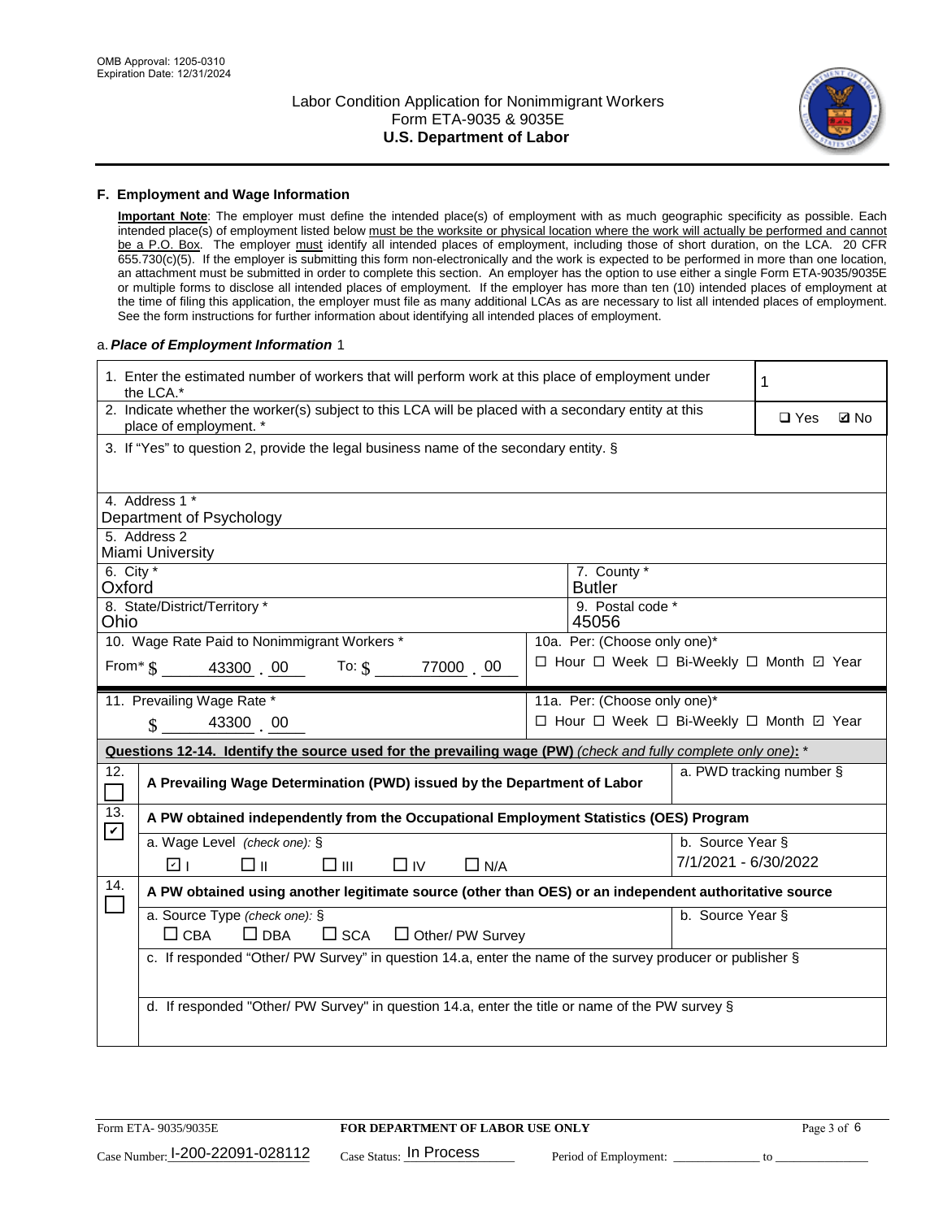OMB Approval: 1205-0310
Expiration Date: 12/31/2024

# Labor Condition Application for Nonimmigrant Workers
## Form ETA-9035 & 9035E
## U.S. Department of Labor

### F. Employment and Wage Information

**Important Note**: The employer must define the intended place(s) of employment with as much geographic specificity as possible. Each intended place(s) of employment listed below must be the worksite or physical location where the work will actually be performed and cannot be a P.O. Box. The employer must identify all intended places of employment, including those of short duration, on the LCA. 20 CFR 655.730(c)(5). If the employer is submitting this form non-electronically and the work is expected to be performed in more than one location, an attachment must be submitted in order to complete this section. An employer has the option to use either a single Form ETA-9035/9035E or multiple forms to disclose all intended places of employment. If the employer has more than ten (10) intended places of employment at the time of filing this application, the employer must file as many additional LCAs as are necessary to list all intended places of employment. See the form instructions for further information about identifying all intended places of employment.

a. ***Place of Employment Information*** 1

| | |
|---|---|
| 1. Enter the estimated number of workers that will perform work at this place of employment under the LCA.* | 1 |
| 2. Indicate whether the worker(s) subject to this LCA will be placed with a secondary entity at this place of employment. * | ☐ Yes ☑ No |
| 3. If "Yes" to question 2, provide the legal business name of the secondary entity. § | |
| 4. Address 1 * Department of Psychology | |
| 5. Address 2 Miami University | |
| 6. City * Oxford | 7. County * Butler |
| 8. State/District/Territory * Ohio | 9. Postal code * 45056 |
| 10. Wage Rate Paid to Nonimmigrant Workers * From* $ 43300 . 00 To: $ 77000 . 00 | 10a. Per: (Choose only one)* ☐ Hour ☐ Week ☐ Bi-Weekly ☐ Month ☑ Year |
| 11. Prevailing Wage Rate * $ 43300 . 00 | 11a. Per: (Choose only one)* ☐ Hour ☐ Week ☐ Bi-Weekly ☐ Month ☑ Year |

**Questions 12-14. Identify the source used for the prevailing wage (PW)** *(check and fully complete only one)*: *

| | | |
|---|---|---|
| 12. ☐ | **A Prevailing Wage Determination (PWD) issued by the Department of Labor** | a. PWD tracking number § |
| 13. ☑ | **A PW obtained independently from the Occupational Employment Statistics (OES) Program** | |
| | a. Wage Level *(check one):* § ☑ I ☐ II ☐ III ☐ IV ☐ N/A | b. Source Year § 7/1/2021 - 6/30/2022 |
| 14. ☐ | **A PW obtained using another legitimate source (other than OES) or an independent authoritative source** | |
| | a. Source Type *(check one):* § ☐ CBA ☐ DBA ☐ SCA ☐ Other/ PW Survey | b. Source Year § |
| | c. If responded "Other/ PW Survey" in question 14.a, enter the name of the survey producer or publisher § | |
| | d. If responded "Other/ PW Survey" in question 14.a, enter the title or name of the PW survey § | |

Form ETA- 9035/9035E | **FOR DEPARTMENT OF LABOR USE ONLY**

Case Number: I-200-22091-028112 Case Status: In Process Period of Employment: _____________ to _____________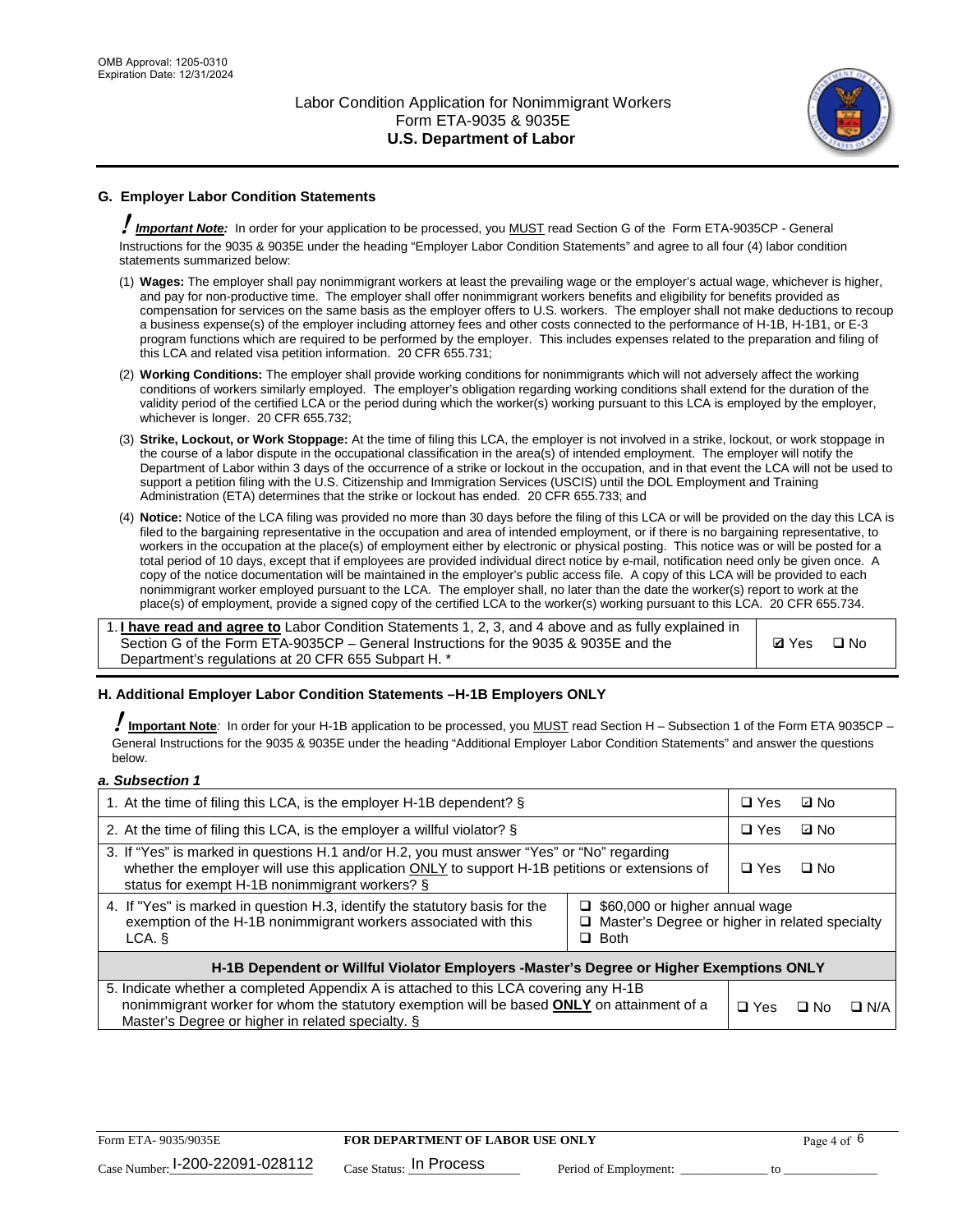## G. Employer Labor Condition Statements

**! *Important Note:*** In order for your application to be processed, you MUST read Section G of the Form ETA-9035CP - General Instructions for the 9035 & 9035E under the heading "Employer Labor Condition Statements" and agree to all four (4) labor condition statements summarized below:

(1) **Wages:** The employer shall pay nonimmigrant workers at least the prevailing wage or the employer's actual wage, whichever is higher, and pay for non-productive time. The employer shall offer nonimmigrant workers benefits and eligibility for benefits provided as compensation for services on the same basis as the employer offers to U.S. workers. The employer shall not make deductions to recoup a business expense(s) of the employer including attorney fees and other costs connected to the performance of H-1B, H-1B1, or E-3 program functions which are required to be performed by the employer. This includes expenses related to the preparation and filing of this LCA and related visa petition information. 20 CFR 655.731;

(2) **Working Conditions:** The employer shall provide working conditions for nonimmigrants which will not adversely affect the working conditions of workers similarly employed. The employer's obligation regarding working conditions shall extend for the duration of the validity period of the certified LCA or the period during which the worker(s) working pursuant to this LCA is employed by the employer, whichever is longer. 20 CFR 655.732;

(3) **Strike, Lockout, or Work Stoppage:** At the time of filing this LCA, the employer is not involved in a strike, lockout, or work stoppage in the course of a labor dispute in the occupational classification in the area(s) of intended employment. The employer will notify the Department of Labor within 3 days of the occurrence of a strike or lockout in the occupation, and in that event the LCA will not be used to support a petition filing with the U.S. Citizenship and Immigration Services (USCIS) until the DOL Employment and Training Administration (ETA) determines that the strike or lockout has ended. 20 CFR 655.733; and

(4) **Notice:** Notice of the LCA filing was provided no more than 30 days before the filing of this LCA or will be provided on the day this LCA is filed to the bargaining representative in the occupation and area of intended employment, or if there is no bargaining representative, to workers in the occupation at the place(s) of employment either by electronic or physical posting. This notice was or will be posted for a total period of 10 days, except that if employees are provided individual direct notice by e-mail, notification need only be given once. A copy of the notice documentation will be maintained in the employer's public access file. A copy of this LCA will be provided to each nonimmigrant worker employed pursuant to the LCA. The employer shall, no later than the date the worker(s) report to work at the place(s) of employment, provide a signed copy of the certified LCA to the worker(s) working pursuant to this LCA. 20 CFR 655.734.

| | |
|---|---|
| 1. **I have read and agree to** Labor Condition Statements 1, 2, 3, and 4 above and as fully explained in Section G of the Form ETA-9035CP – General Instructions for the 9035 & 9035E and the Department's regulations at 20 CFR 655 Subpart H. * | ☑ Yes ☐ No |

## H. Additional Employer Labor Condition Statements –H-1B Employers ONLY

**! Important Note**: In order for your H-1B application to be processed, you MUST read Section H – Subsection 1 of the Form ETA 9035CP – General Instructions for the 9035 & 9035E under the heading "Additional Employer Labor Condition Statements" and answer the questions below.

***a. Subsection 1***

| | |
|---|---|
| 1. At the time of filing this LCA, is the employer H-1B dependent? § | ☐ Yes ☑ No |
| 2. At the time of filing this LCA, is the employer a willful violator? § | ☐ Yes ☑ No |
| 3. If "Yes" is marked in questions H.1 and/or H.2, you must answer "Yes" or "No" regarding whether the employer will use this application ONLY to support H-1B petitions or extensions of status for exempt H-1B nonimmigrant workers? § | ☐ Yes ☐ No |
| 4. If "Yes" is marked in question H.3, identify the statutory basis for the exemption of the H-1B nonimmigrant workers associated with this LCA. § | ☐ $60,000 or higher annual wage<br>☐ Master's Degree or higher in related specialty<br>☐ Both |
| **H-1B Dependent or Willful Violator Employers -Master's Degree or Higher Exemptions ONLY** | |
| 5. Indicate whether a completed Appendix A is attached to this LCA covering any H-1B nonimmigrant worker for whom the statutory exemption will be based **ONLY** on attainment of a Master's Degree or higher in related specialty. § | ☐ Yes ☐ No ☐ N/A |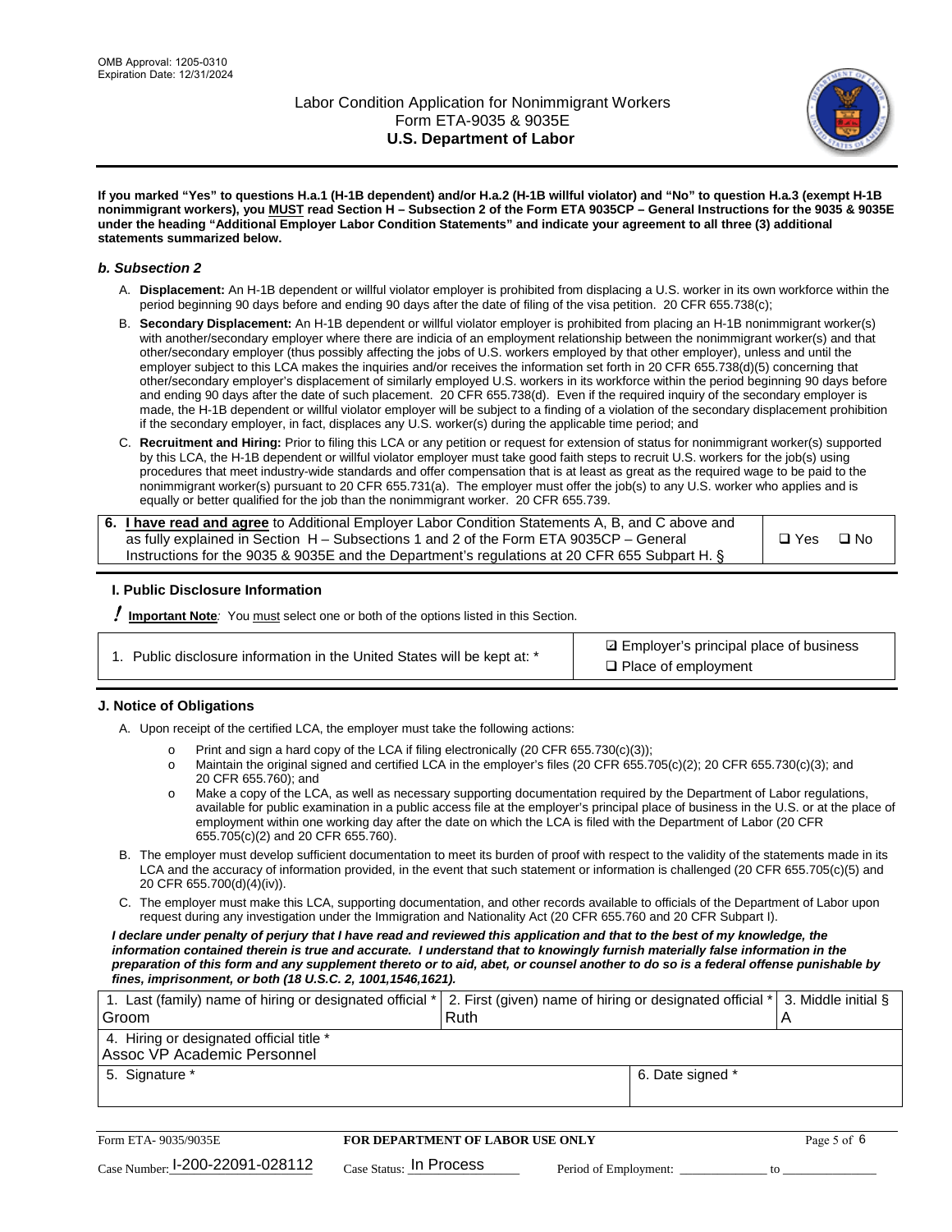**If you marked "Yes" to questions H.a.1 (H-1B dependent) and/or H.a.2 (H-1B willful violator) and "No" to question H.a.3 (exempt H-1B nonimmigrant workers), you MUST read Section H – Subsection 2 of the Form ETA 9035CP – General Instructions for the 9035 & 9035E under the heading "Additional Employer Labor Condition Statements" and indicate your agreement to all three (3) additional statements summarized below.**

### *b. Subsection 2*

A. **Displacement:** An H-1B dependent or willful violator employer is prohibited from displacing a U.S. worker in its own workforce within the period beginning 90 days before and ending 90 days after the date of filing of the visa petition. 20 CFR 655.738(c);

B. **Secondary Displacement:** An H-1B dependent or willful violator employer is prohibited from placing an H-1B nonimmigrant worker(s) with another/secondary employer where there are indicia of an employment relationship between the nonimmigrant worker(s) and that other/secondary employer (thus possibly affecting the jobs of U.S. workers employed by that other employer), unless and until the employer subject to this LCA makes the inquiries and/or receives the information set forth in 20 CFR 655.738(d)(5) concerning that other/secondary employer's displacement of similarly employed U.S. workers in its workforce within the period beginning 90 days before and ending 90 days after the date of such placement. 20 CFR 655.738(d). Even if the required inquiry of the secondary employer is made, the H-1B dependent or willful violator employer will be subject to a finding of a violation of the secondary displacement prohibition if the secondary employer, in fact, displaces any U.S. worker(s) during the applicable time period; and

C. **Recruitment and Hiring:** Prior to filing this LCA or any petition or request for extension of status for nonimmigrant worker(s) supported by this LCA, the H-1B dependent or willful violator employer must take good faith steps to recruit U.S. workers for the job(s) using procedures that meet industry-wide standards and offer compensation that is at least as great as the required wage to be paid to the nonimmigrant worker(s) pursuant to 20 CFR 655.731(a). The employer must offer the job(s) to any U.S. worker who applies and is equally or better qualified for the job than the nonimmigrant worker. 20 CFR 655.739.

| 6. **I have read and agree** to Additional Employer Labor Condition Statements A, B, and C above and as fully explained in Section H – Subsections 1 and 2 of the Form ETA 9035CP – General Instructions for the 9035 & 9035E and the Department's regulations at 20 CFR 655 Subpart H. § | ❑ Yes ❑ No |
|---|---|

### I. Public Disclosure Information

**! Important Note**: You must select one or both of the options listed in this Section.

| 1. Public disclosure information in the United States will be kept at: * | ☑ Employer's principal place of business<br>❑ Place of employment |
|---|---|

### J. Notice of Obligations

A. Upon receipt of the certified LCA, the employer must take the following actions:

- Print and sign a hard copy of the LCA if filing electronically (20 CFR 655.730(c)(3));
- Maintain the original signed and certified LCA in the employer's files (20 CFR 655.705(c)(2); 20 CFR 655.730(c)(3); and 20 CFR 655.760); and
- Make a copy of the LCA, as well as necessary supporting documentation required by the Department of Labor regulations, available for public examination in a public access file at the employer's principal place of business in the U.S. or at the place of employment within one working day after the date on which the LCA is filed with the Department of Labor (20 CFR 655.705(c)(2) and 20 CFR 655.760).

B. The employer must develop sufficient documentation to meet its burden of proof with respect to the validity of the statements made in its LCA and the accuracy of information provided, in the event that such statement or information is challenged (20 CFR 655.705(c)(5) and 20 CFR 655.700(d)(4)(iv)).

C. The employer must make this LCA, supporting documentation, and other records available to officials of the Department of Labor upon request during any investigation under the Immigration and Nationality Act (20 CFR 655.760 and 20 CFR Subpart I).

***I declare under penalty of perjury that I have read and reviewed this application and that to the best of my knowledge, the information contained therein is true and accurate. I understand that to knowingly furnish materially false information in the preparation of this form and any supplement thereto or to aid, abet, or counsel another to do so is a federal offense punishable by fines, imprisonment, or both (18 U.S.C. 2, 1001,1546,1621).***

| 1. Last (family) name of hiring or designated official * Groom | 2. First (given) name of hiring or designated official * Ruth | 3. Middle initial § A |
|---|---|---|
| 4. Hiring or designated official title * Assoc VP Academic Personnel | | |
| 5. Signature * | 6. Date signed * | |

| Form ETA- 9035/9035E | FOR DEPARTMENT OF LABOR USE ONLY | |
|---|---|---|
| Case Number: I-200-22091-028112 | Case Status: In Process | Period of Employment: _____________ to _____________ |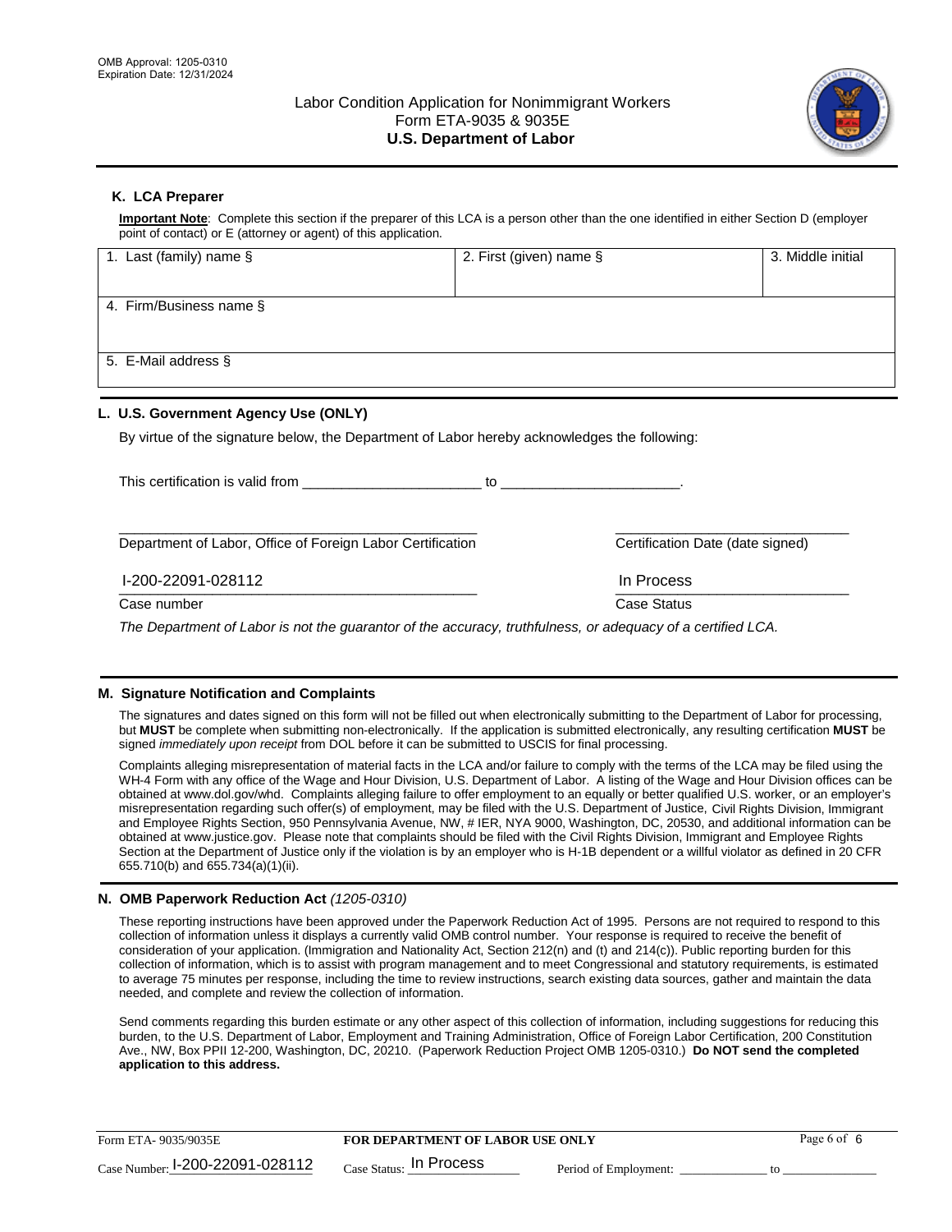### K. LCA Preparer

**Important Note**: Complete this section if the preparer of this LCA is a person other than the one identified in either Section D (employer point of contact) or E (attorney or agent) of this application.

| 1. Last (family) name § | 2. First (given) name § | 3. Middle initial |
| --- | --- | --- |
| 4. Firm/Business name § | | |
| 5. E-Mail address § | | |

### L. U.S. Government Agency Use (ONLY)

By virtue of the signature below, the Department of Labor hereby acknowledges the following:

This certification is valid from ______________________ to ______________________.

______________________________________________ Department of Labor, Office of Foreign Labor Certification

______________________________ Certification Date (date signed)

I-200-22091-028112
Case number

In Process
Case Status

*The Department of Labor is not the guarantor of the accuracy, truthfulness, or adequacy of a certified LCA.*

### M. Signature Notification and Complaints

The signatures and dates signed on this form will not be filled out when electronically submitting to the Department of Labor for processing, but **MUST** be complete when submitting non-electronically. If the application is submitted electronically, any resulting certification **MUST** be signed *immediately upon receipt* from DOL before it can be submitted to USCIS for final processing.

Complaints alleging misrepresentation of material facts in the LCA and/or failure to comply with the terms of the LCA may be filed using the WH-4 Form with any office of the Wage and Hour Division, U.S. Department of Labor. A listing of the Wage and Hour Division offices can be obtained at www.dol.gov/whd. Complaints alleging failure to offer employment to an equally or better qualified U.S. worker, or an employer's misrepresentation regarding such offer(s) of employment, may be filed with the U.S. Department of Justice, Civil Rights Division, Immigrant and Employee Rights Section, 950 Pennsylvania Avenue, NW, # IER, NYA 9000, Washington, DC, 20530, and additional information can be obtained at www.justice.gov. Please note that complaints should be filed with the Civil Rights Division, Immigrant and Employee Rights Section at the Department of Justice only if the violation is by an employer who is H-1B dependent or a willful violator as defined in 20 CFR 655.710(b) and 655.734(a)(1)(ii).

### N. OMB Paperwork Reduction Act *(1205-0310)*

These reporting instructions have been approved under the Paperwork Reduction Act of 1995. Persons are not required to respond to this collection of information unless it displays a currently valid OMB control number. Your response is required to receive the benefit of consideration of your application. (Immigration and Nationality Act, Section 212(n) and (t) and 214(c)). Public reporting burden for this collection of information, which is to assist with program management and to meet Congressional and statutory requirements, is estimated to average 75 minutes per response, including the time to review instructions, search existing data sources, gather and maintain the data needed, and complete and review the collection of information.

Send comments regarding this burden estimate or any other aspect of this collection of information, including suggestions for reducing this burden, to the U.S. Department of Labor, Employment and Training Administration, Office of Foreign Labor Certification, 200 Constitution Ave., NW, Box PPII 12-200, Washington, DC, 20210. (Paperwork Reduction Project OMB 1205-0310.) **Do NOT send the completed application to this address.**